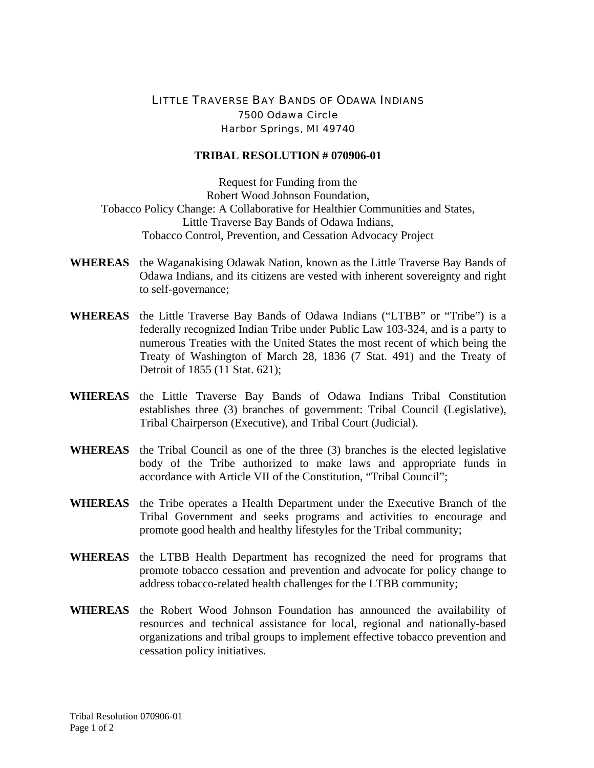LITTLE TRAVERSE BAY BANDS OF ODAWA INDIANS
7500 Odawa Circle
Harbor Springs, MI 49740

**TRIBAL RESOLUTION # 070906-01**

Request for Funding from the
Robert Wood Johnson Foundation,
Tobacco Policy Change: A Collaborative for Healthier Communities and States,
Little Traverse Bay Bands of Odawa Indians,
Tobacco Control, Prevention, and Cessation Advocacy Project

**WHEREAS** the Waganakising Odawak Nation, known as the Little Traverse Bay Bands of Odawa Indians, and its citizens are vested with inherent sovereignty and right to self-governance;

**WHEREAS** the Little Traverse Bay Bands of Odawa Indians ("LTBB" or "Tribe") is a federally recognized Indian Tribe under Public Law 103-324, and is a party to numerous Treaties with the United States the most recent of which being the Treaty of Washington of March 28, 1836 (7 Stat. 491) and the Treaty of Detroit of 1855 (11 Stat. 621);

**WHEREAS** the Little Traverse Bay Bands of Odawa Indians Tribal Constitution establishes three (3) branches of government: Tribal Council (Legislative), Tribal Chairperson (Executive), and Tribal Court (Judicial).

**WHEREAS** the Tribal Council as one of the three (3) branches is the elected legislative body of the Tribe authorized to make laws and appropriate funds in accordance with Article VII of the Constitution, "Tribal Council";

**WHEREAS** the Tribe operates a Health Department under the Executive Branch of the Tribal Government and seeks programs and activities to encourage and promote good health and healthy lifestyles for the Tribal community;

**WHEREAS** the LTBB Health Department has recognized the need for programs that promote tobacco cessation and prevention and advocate for policy change to address tobacco-related health challenges for the LTBB community;

**WHEREAS** the Robert Wood Johnson Foundation has announced the availability of resources and technical assistance for local, regional and nationally-based organizations and tribal groups to implement effective tobacco prevention and cessation policy initiatives.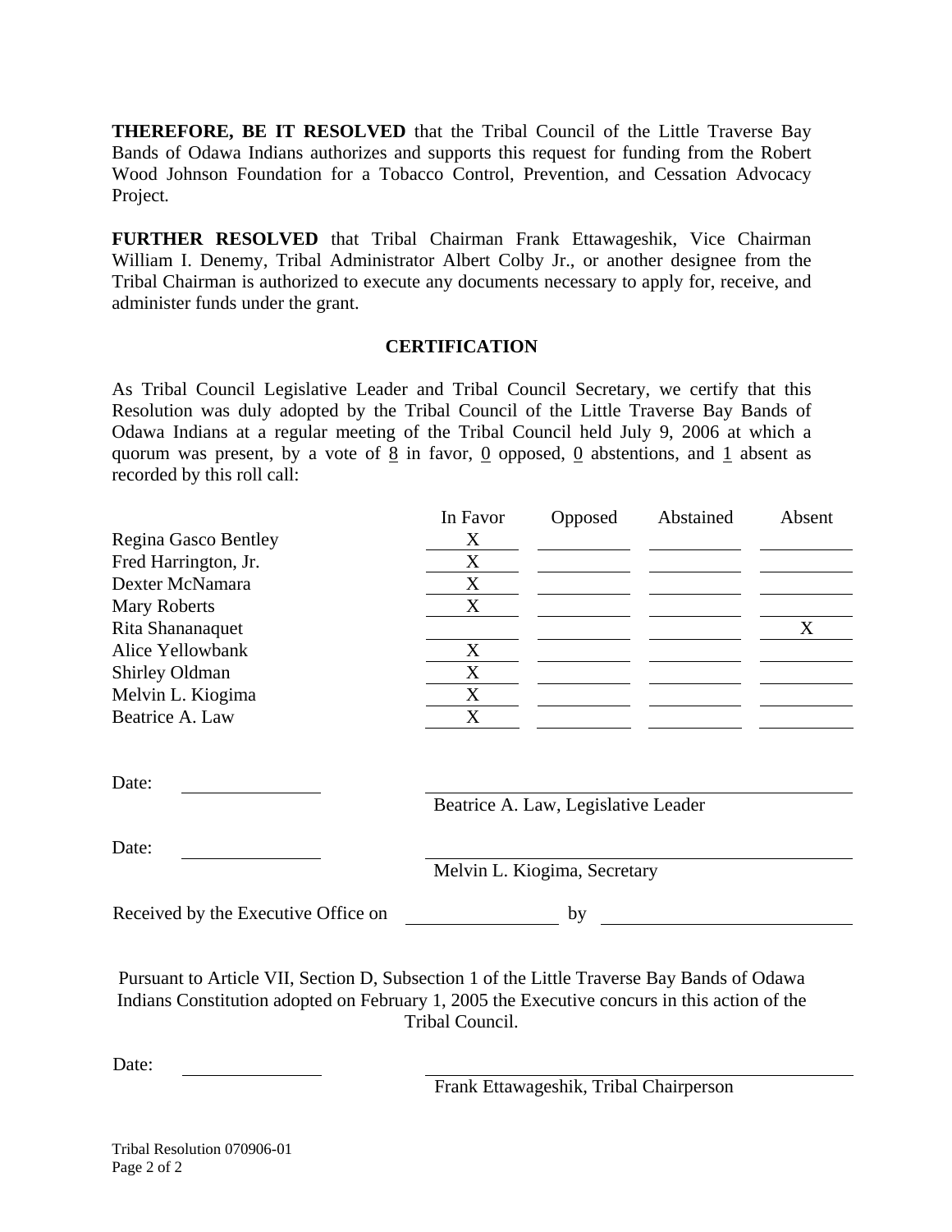**THEREFORE, BE IT RESOLVED** that the Tribal Council of the Little Traverse Bay Bands of Odawa Indians authorizes and supports this request for funding from the Robert Wood Johnson Foundation for a Tobacco Control, Prevention, and Cessation Advocacy Project.

**FURTHER RESOLVED** that Tribal Chairman Frank Ettawageshik, Vice Chairman William I. Denemy, Tribal Administrator Albert Colby Jr., or another designee from the Tribal Chairman is authorized to execute any documents necessary to apply for, receive, and administer funds under the grant.

## CERTIFICATION

As Tribal Council Legislative Leader and Tribal Council Secretary, we certify that this Resolution was duly adopted by the Tribal Council of the Little Traverse Bay Bands of Odawa Indians at a regular meeting of the Tribal Council held July 9, 2006 at which a quorum was present, by a vote of 8 in favor, 0 opposed, 0 abstentions, and 1 absent as recorded by this roll call:

| | In Favor | Opposed | Abstained | Absent |
|---|---|---|---|---|
| Regina Gasco Bentley | X | | | |
| Fred Harrington, Jr. | X | | | |
| Dexter McNamara | X | | | |
| Mary Roberts | X | | | |
| Rita Shananaquet | | | | X |
| Alice Yellowbank | X | | | |
| Shirley Oldman | X | | | |
| Melvin L. Kiogima | X | | | |
| Beatrice A. Law | X | | | |

Date: ______________ ______________________________
Beatrice A. Law, Legislative Leader

Date: ______________ ______________________________
Melvin L. Kiogima, Secretary

Received by the Executive Office on ______________ by ______________________

Pursuant to Article VII, Section D, Subsection 1 of the Little Traverse Bay Bands of Odawa Indians Constitution adopted on February 1, 2005 the Executive concurs in this action of the Tribal Council.

Date: ______________ ______________________________
Frank Ettawageshik, Tribal Chairperson

Tribal Resolution 070906-01